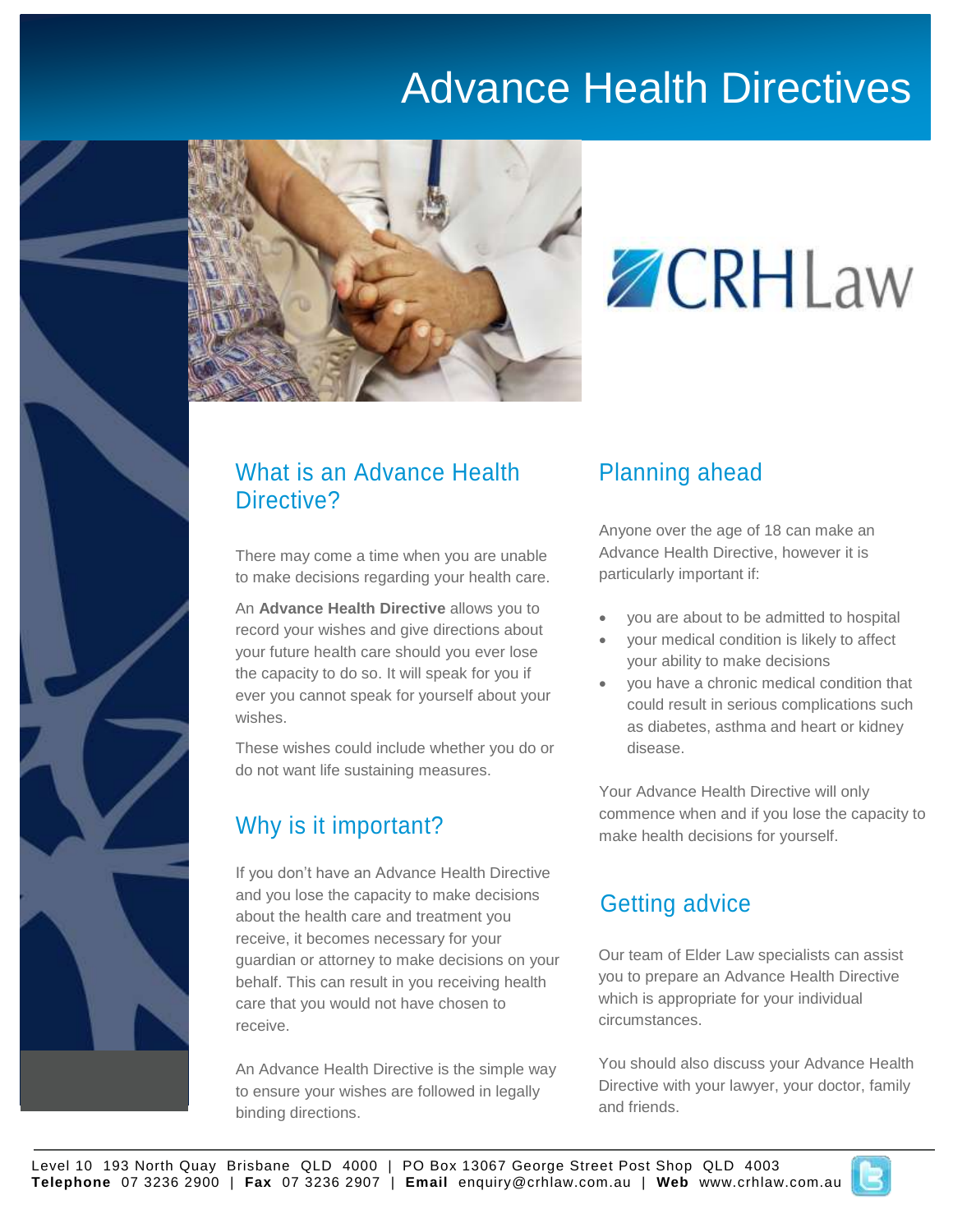# Advance Health Directives

CRHLaw

## What is an Advance Health Directive?

There may come a time when you are unable to make decisions regarding your health care.

An **Advance Health Directive** allows you to record your wishes and give directions about your future health care should you ever lose the capacity to do so. It will speak for you if ever you cannot speak for yourself about your wishes.

These wishes could include whether you do or do not want life sustaining measures.

## Why is it important?

If you don't have an Advance Health Directive and you lose the capacity to make decisions about the health care and treatment you receive, it becomes necessary for your guardian or attorney to make decisions on your behalf. This can result in you receiving health care that you would not have chosen to receive.

An Advance Health Directive is the simple way to ensure your wishes are followed in legally binding directions.

## Planning ahead

Anyone over the age of 18 can make an Advance Health Directive, however it is particularly important if:

- you are about to be admitted to hospital
- your medical condition is likely to affect your ability to make decisions
- you have a chronic medical condition that could result in serious complications such as diabetes, asthma and heart or kidney disease.

Your Advance Health Directive will only commence when and if you lose the capacity to make health decisions for yourself.

## Getting advice

Our team of Elder Law specialists can assist you to prepare an Advance Health Directive which is appropriate for your individual circumstances.

You should also discuss your Advance Health Directive with your lawyer, your doctor, family and friends.

Level 10 193 North Quay Brisbane QLD 4000 | PO Box 13067 George Street Post Shop QLD 4003
**Telephone** 07 3236 2900 | **Fax** 07 3236 2907 | **Email** enquiry@crhlaw.com.au | **Web** www.crhlaw.com.au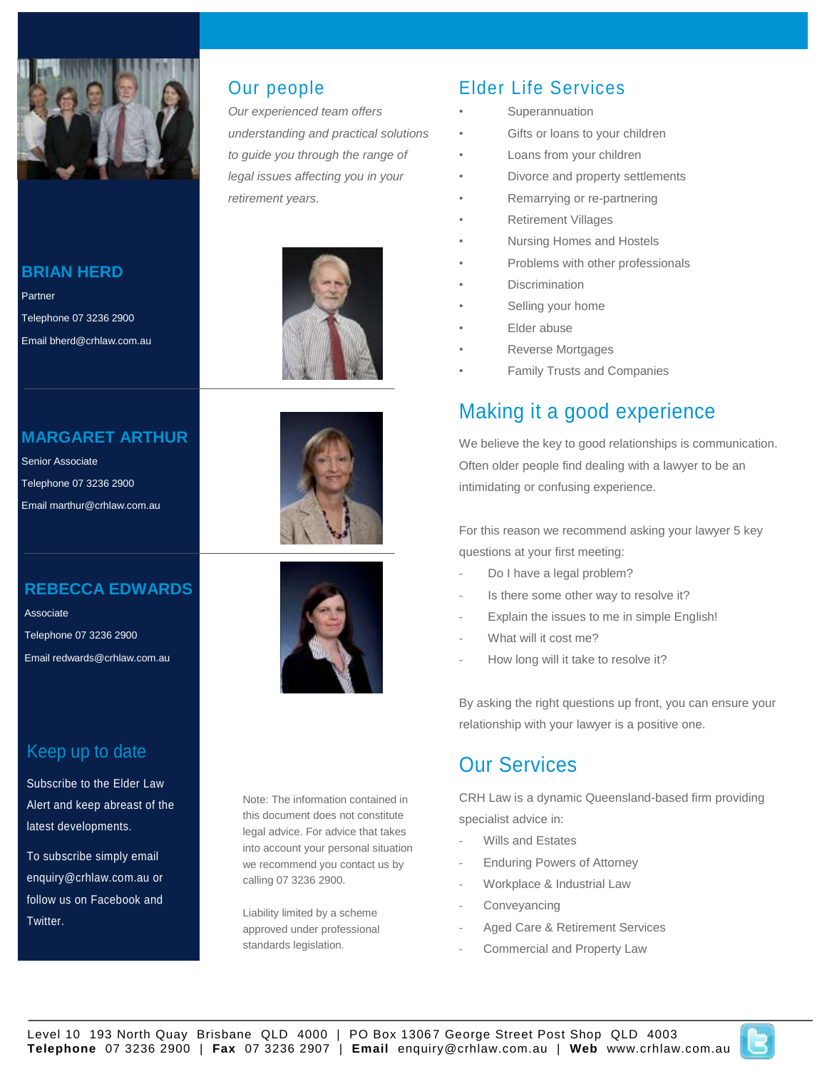## Our people

*Our experienced team offers understanding and practical solutions to guide you through the range of legal issues affecting you in your retirement years.*

### BRIAN HERD

Partner

Telephone 07 3236 2900

Email bherd@crhlaw.com.au

### MARGARET ARTHUR

Senior Associate

Telephone 07 3236 2900

Email marthur@crhlaw.com.au

### REBECCA EDWARDS

Associate

Telephone 07 3236 2900

Email redwards@crhlaw.com.au

## Keep up to date

Subscribe to the Elder Law Alert and keep abreast of the latest developments.

To subscribe simply email enquiry@crhlaw.com.au or follow us on Facebook and Twitter.

Note: The information contained in this document does not constitute legal advice. For advice that takes into account your personal situation we recommend you contact us by calling 07 3236 2900.

Liability limited by a scheme approved under professional standards legislation.

## Elder Life Services

- Superannuation
- Gifts or loans to your children
- Loans from your children
- Divorce and property settlements
- Remarrying or re-partnering
- Retirement Villages
- Nursing Homes and Hostels
- Problems with other professionals
- Discrimination
- Selling your home
- Elder abuse
- Reverse Mortgages
- Family Trusts and Companies

## Making it a good experience

We believe the key to good relationships is communication. Often older people find dealing with a lawyer to be an intimidating or confusing experience.

For this reason we recommend asking your lawyer 5 key questions at your first meeting:

- Do I have a legal problem?
- Is there some other way to resolve it?
- Explain the issues to me in simple English!
- What will it cost me?
- How long will it take to resolve it?

By asking the right questions up front, you can ensure your relationship with your lawyer is a positive one.

## Our Services

CRH Law is a dynamic Queensland-based firm providing specialist advice in:

- Wills and Estates
- Enduring Powers of Attorney
- Workplace & Industrial Law
- Conveyancing
- Aged Care & Retirement Services
- Commercial and Property Law

Level 10 193 North Quay Brisbane QLD 4000 | PO Box 13067 George Street Post Shop QLD 4003
**Telephone** 07 3236 2900 | **Fax** 07 3236 2907 | **Email** enquiry@crhlaw.com.au | **Web** www.crhlaw.com.au